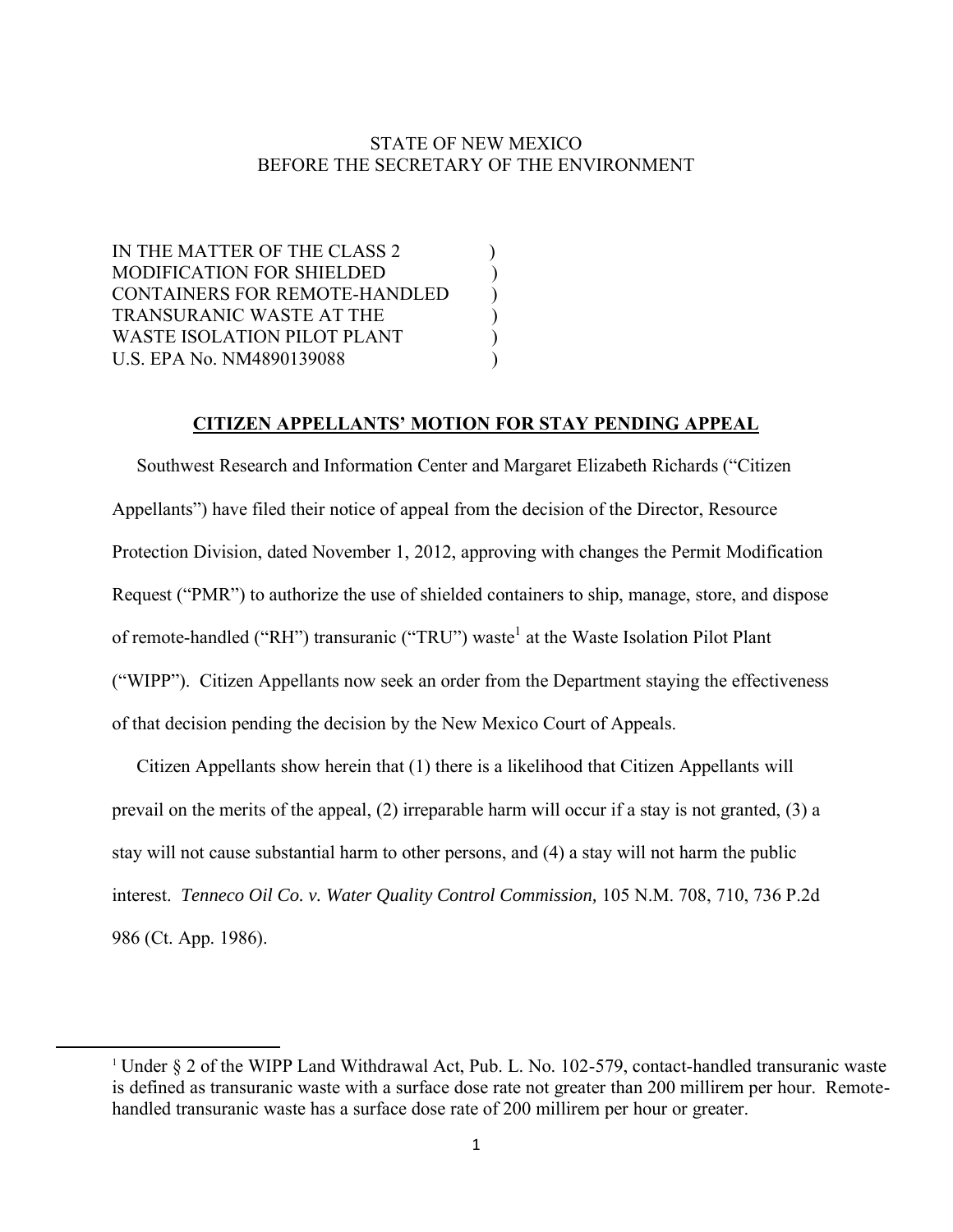STATE OF NEW MEXICO
BEFORE THE SECRETARY OF THE ENVIRONMENT

IN THE MATTER OF THE CLASS 2 )
MODIFICATION FOR SHIELDED )
CONTAINERS FOR REMOTE-HANDLED )
TRANSURANIC WASTE AT THE )
WASTE ISOLATION PILOT PLANT )
U.S. EPA No. NM4890139088 )

**CITIZEN APPELLANTS' MOTION FOR STAY PENDING APPEAL**

Southwest Research and Information Center and Margaret Elizabeth Richards ("Citizen Appellants") have filed their notice of appeal from the decision of the Director, Resource Protection Division, dated November 1, 2012, approving with changes the Permit Modification Request ("PMR") to authorize the use of shielded containers to ship, manage, store, and dispose of remote-handled ("RH") transuranic ("TRU") waste[1] at the Waste Isolation Pilot Plant ("WIPP"). Citizen Appellants now seek an order from the Department staying the effectiveness of that decision pending the decision by the New Mexico Court of Appeals.

Citizen Appellants show herein that (1) there is a likelihood that Citizen Appellants will prevail on the merits of the appeal, (2) irreparable harm will occur if a stay is not granted, (3) a stay will not cause substantial harm to other persons, and (4) a stay will not harm the public interest. *Tenneco Oil Co. v. Water Quality Control Commission,* 105 N.M. 708, 710, 736 P.2d 986 (Ct. App. 1986).

[1] Under § 2 of the WIPP Land Withdrawal Act, Pub. L. No. 102-579, contact-handled transuranic waste is defined as transuranic waste with a surface dose rate not greater than 200 millirem per hour. Remote-handled transuranic waste has a surface dose rate of 200 millirem per hour or greater.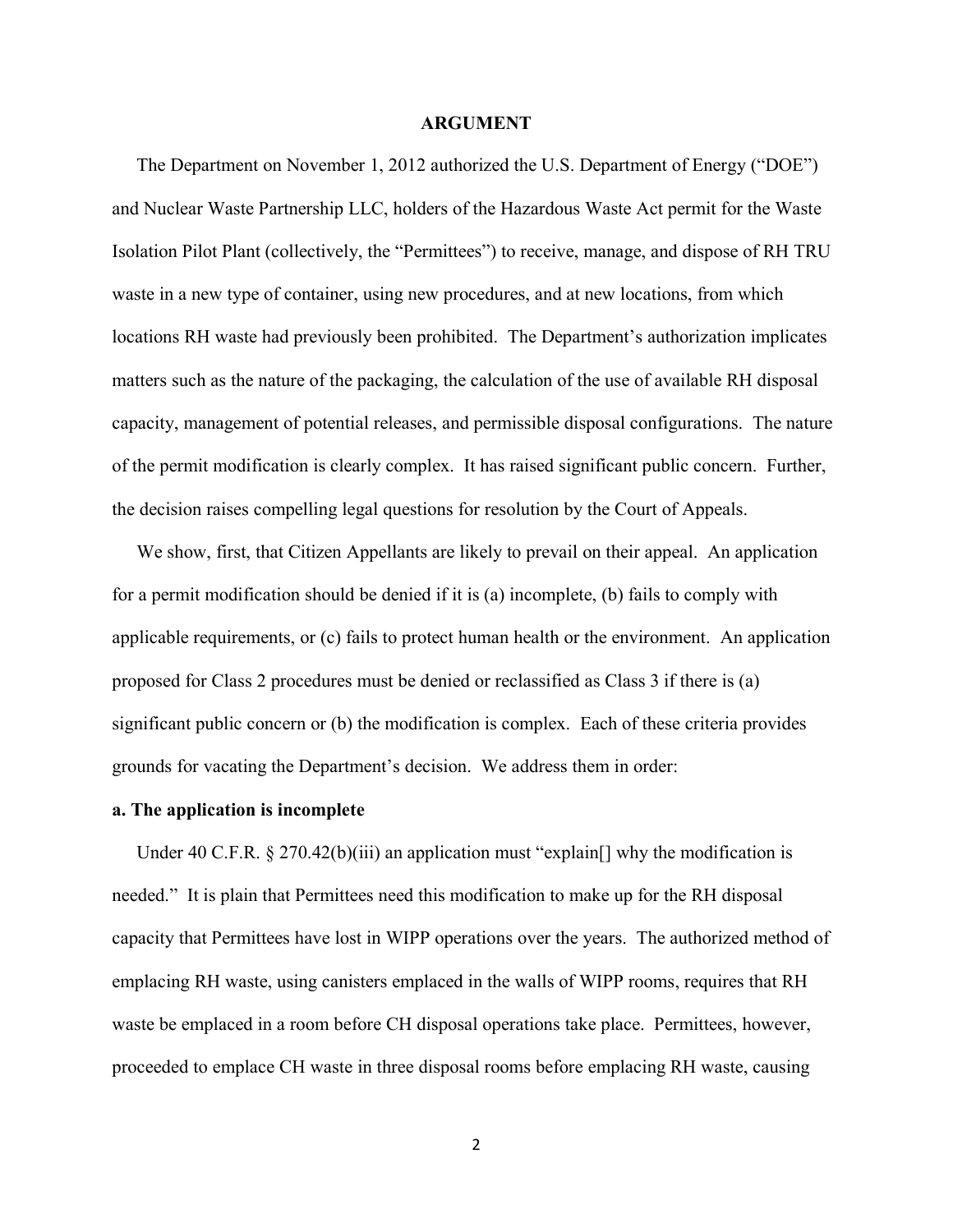## ARGUMENT

The Department on November 1, 2012 authorized the U.S. Department of Energy ("DOE") and Nuclear Waste Partnership LLC, holders of the Hazardous Waste Act permit for the Waste Isolation Pilot Plant (collectively, the "Permittees") to receive, manage, and dispose of RH TRU waste in a new type of container, using new procedures, and at new locations, from which locations RH waste had previously been prohibited. The Department's authorization implicates matters such as the nature of the packaging, the calculation of the use of available RH disposal capacity, management of potential releases, and permissible disposal configurations. The nature of the permit modification is clearly complex. It has raised significant public concern. Further, the decision raises compelling legal questions for resolution by the Court of Appeals.

We show, first, that Citizen Appellants are likely to prevail on their appeal. An application for a permit modification should be denied if it is (a) incomplete, (b) fails to comply with applicable requirements, or (c) fails to protect human health or the environment. An application proposed for Class 2 procedures must be denied or reclassified as Class 3 if there is (a) significant public concern or (b) the modification is complex. Each of these criteria provides grounds for vacating the Department's decision. We address them in order:

**a. The application is incomplete**

Under 40 C.F.R. § 270.42(b)(iii) an application must "explain[] why the modification is needed." It is plain that Permittees need this modification to make up for the RH disposal capacity that Permittees have lost in WIPP operations over the years. The authorized method of emplacing RH waste, using canisters emplaced in the walls of WIPP rooms, requires that RH waste be emplaced in a room before CH disposal operations take place. Permittees, however, proceeded to emplace CH waste in three disposal rooms before emplacing RH waste, causing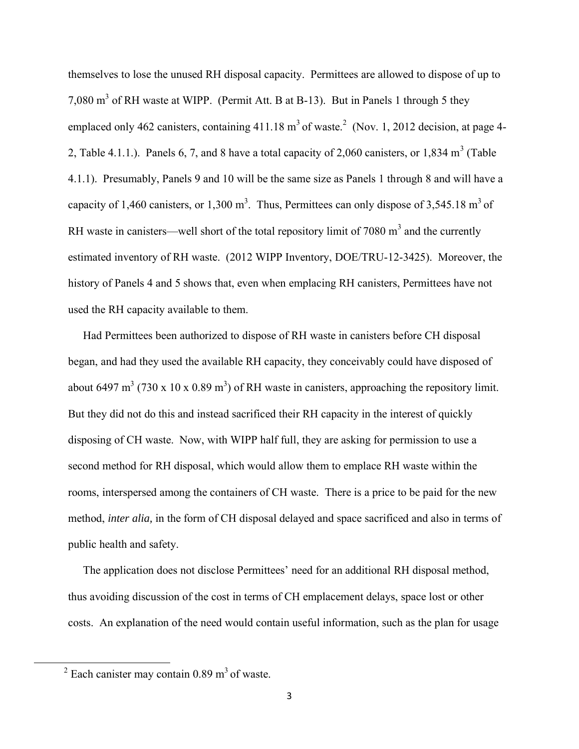themselves to lose the unused RH disposal capacity. Permittees are allowed to dispose of up to 7,080 $m^3$ of RH waste at WIPP. (Permit Att. B at B-13). But in Panels 1 through 5 they emplaced only 462 canisters, containing 411.18 $m^3$ of waste.[2] (Nov. 1, 2012 decision, at page 4-2, Table 4.1.1.). Panels 6, 7, and 8 have a total capacity of 2,060 canisters, or 1,834 $m^3$ (Table 4.1.1). Presumably, Panels 9 and 10 will be the same size as Panels 1 through 8 and will have a capacity of 1,460 canisters, or 1,300 $m^3$. Thus, Permittees can only dispose of 3,545.18 $m^3$ of RH waste in canisters—well short of the total repository limit of 7080 $m^3$ and the currently estimated inventory of RH waste. (2012 WIPP Inventory, DOE/TRU-12-3425). Moreover, the history of Panels 4 and 5 shows that, even when emplacing RH canisters, Permittees have not used the RH capacity available to them.

Had Permittees been authorized to dispose of RH waste in canisters before CH disposal began, and had they used the available RH capacity, they conceivably could have disposed of about 6497 $m^3$ (730 x 10 x 0.89 $m^3$) of RH waste in canisters, approaching the repository limit. But they did not do this and instead sacrificed their RH capacity in the interest of quickly disposing of CH waste. Now, with WIPP half full, they are asking for permission to use a second method for RH disposal, which would allow them to emplace RH waste within the rooms, interspersed among the containers of CH waste. There is a price to be paid for the new method, *inter alia,* in the form of CH disposal delayed and space sacrificed and also in terms of public health and safety.

The application does not disclose Permittees' need for an additional RH disposal method, thus avoiding discussion of the cost in terms of CH emplacement delays, space lost or other costs. An explanation of the need would contain useful information, such as the plan for usage

[2] Each canister may contain 0.89 $m^3$ of waste.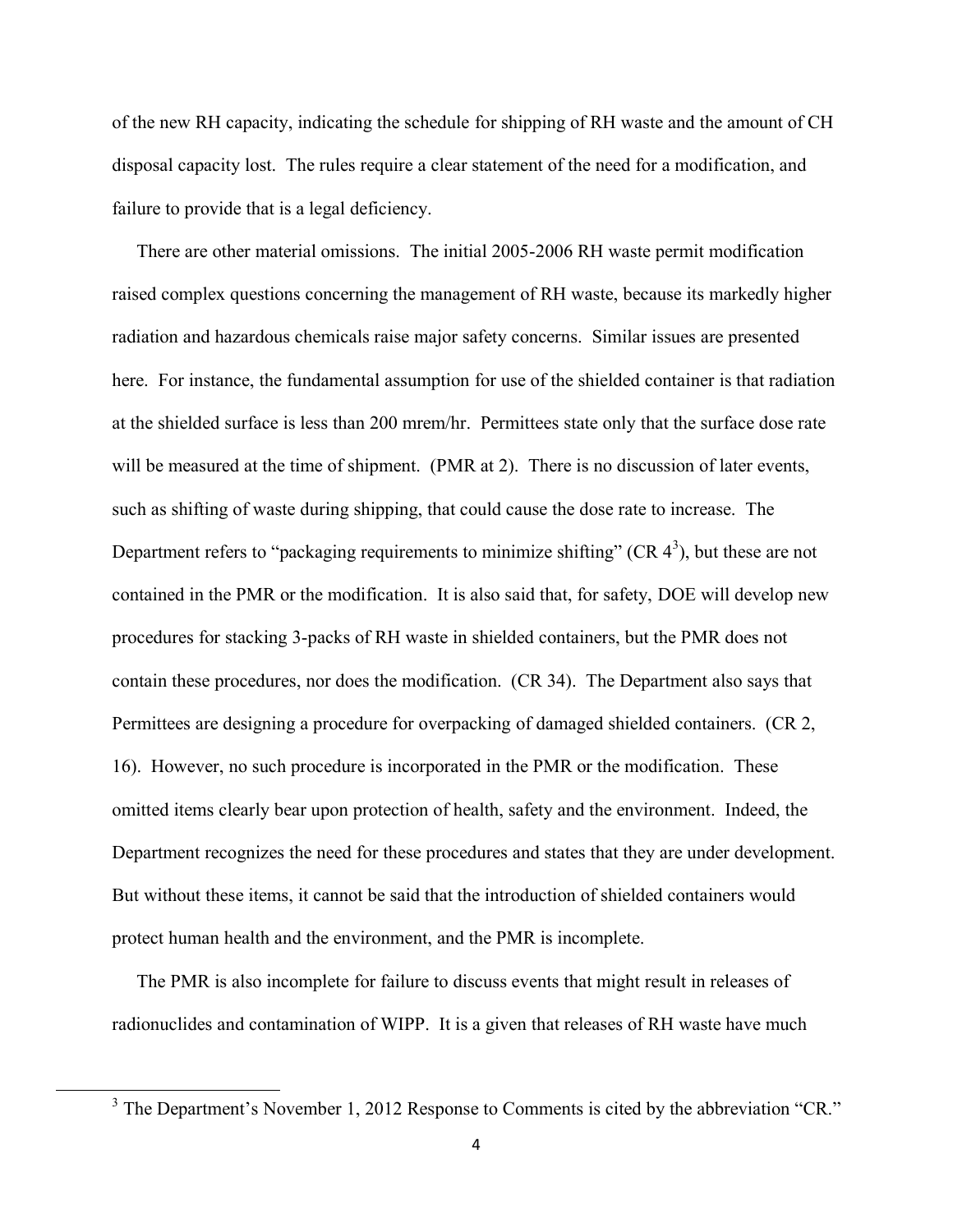of the new RH capacity, indicating the schedule for shipping of RH waste and the amount of CH disposal capacity lost. The rules require a clear statement of the need for a modification, and failure to provide that is a legal deficiency.

There are other material omissions. The initial 2005-2006 RH waste permit modification raised complex questions concerning the management of RH waste, because its markedly higher radiation and hazardous chemicals raise major safety concerns. Similar issues are presented here. For instance, the fundamental assumption for use of the shielded container is that radiation at the shielded surface is less than 200 mrem/hr. Permittees state only that the surface dose rate will be measured at the time of shipment. (PMR at 2). There is no discussion of later events, such as shifting of waste during shipping, that could cause the dose rate to increase. The Department refers to "packaging requirements to minimize shifting" (CR 4[3]), but these are not contained in the PMR or the modification. It is also said that, for safety, DOE will develop new procedures for stacking 3-packs of RH waste in shielded containers, but the PMR does not contain these procedures, nor does the modification. (CR 34). The Department also says that Permittees are designing a procedure for overpacking of damaged shielded containers. (CR 2, 16). However, no such procedure is incorporated in the PMR or the modification. These omitted items clearly bear upon protection of health, safety and the environment. Indeed, the Department recognizes the need for these procedures and states that they are under development. But without these items, it cannot be said that the introduction of shielded containers would protect human health and the environment, and the PMR is incomplete.

The PMR is also incomplete for failure to discuss events that might result in releases of radionuclides and contamination of WIPP. It is a given that releases of RH waste have much

[3] The Department's November 1, 2012 Response to Comments is cited by the abbreviation "CR."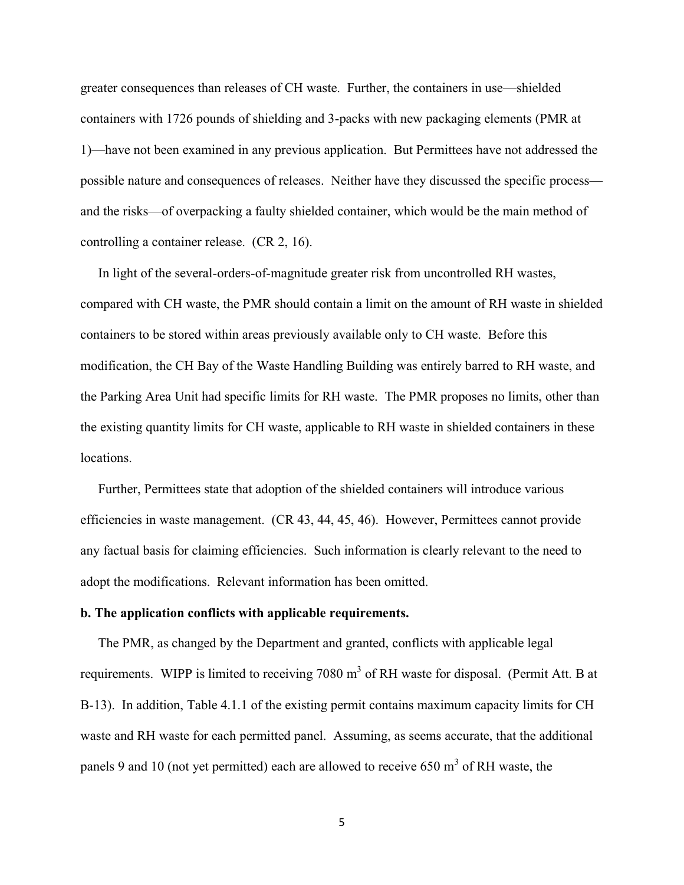greater consequences than releases of CH waste. Further, the containers in use—shielded containers with 1726 pounds of shielding and 3-packs with new packaging elements (PMR at 1)—have not been examined in any previous application. But Permittees have not addressed the possible nature and consequences of releases. Neither have they discussed the specific process—and the risks—of overpacking a faulty shielded container, which would be the main method of controlling a container release. (CR 2, 16).

In light of the several-orders-of-magnitude greater risk from uncontrolled RH wastes, compared with CH waste, the PMR should contain a limit on the amount of RH waste in shielded containers to be stored within areas previously available only to CH waste. Before this modification, the CH Bay of the Waste Handling Building was entirely barred to RH waste, and the Parking Area Unit had specific limits for RH waste. The PMR proposes no limits, other than the existing quantity limits for CH waste, applicable to RH waste in shielded containers in these locations.

Further, Permittees state that adoption of the shielded containers will introduce various efficiencies in waste management. (CR 43, 44, 45, 46). However, Permittees cannot provide any factual basis for claiming efficiencies. Such information is clearly relevant to the need to adopt the modifications. Relevant information has been omitted.

**b. The application conflicts with applicable requirements.**

The PMR, as changed by the Department and granted, conflicts with applicable legal requirements. WIPP is limited to receiving 7080 $m^3$ of RH waste for disposal. (Permit Att. B at B-13). In addition, Table 4.1.1 of the existing permit contains maximum capacity limits for CH waste and RH waste for each permitted panel. Assuming, as seems accurate, that the additional panels 9 and 10 (not yet permitted) each are allowed to receive 650 $m^3$ of RH waste, the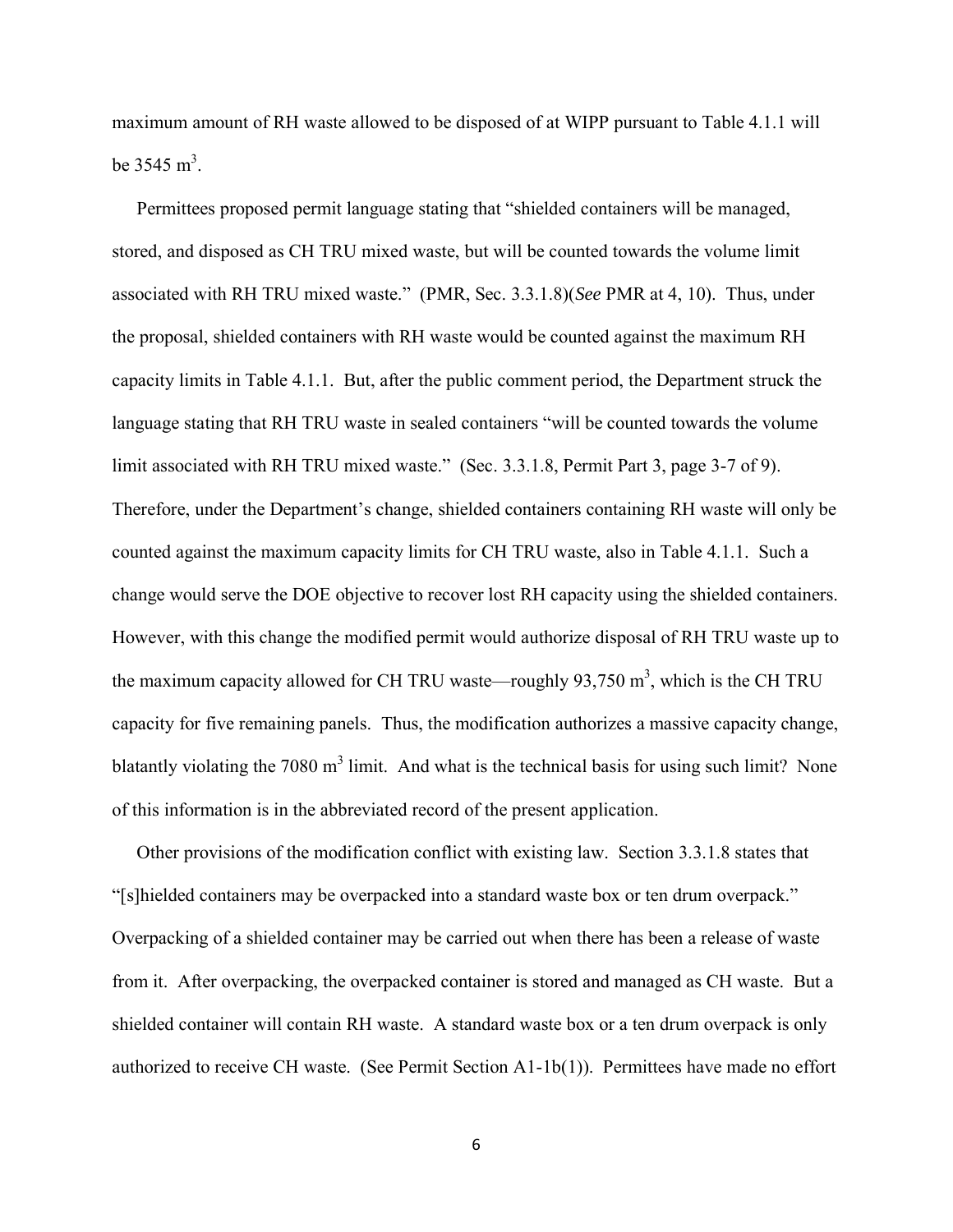maximum amount of RH waste allowed to be disposed of at WIPP pursuant to Table 4.1.1 will be 3545 $m^3$.

Permittees proposed permit language stating that "shielded containers will be managed, stored, and disposed as CH TRU mixed waste, but will be counted towards the volume limit associated with RH TRU mixed waste." (PMR, Sec. 3.3.1.8)(*See* PMR at 4, 10). Thus, under the proposal, shielded containers with RH waste would be counted against the maximum RH capacity limits in Table 4.1.1. But, after the public comment period, the Department struck the language stating that RH TRU waste in sealed containers "will be counted towards the volume limit associated with RH TRU mixed waste." (Sec. 3.3.1.8, Permit Part 3, page 3-7 of 9). Therefore, under the Department's change, shielded containers containing RH waste will only be counted against the maximum capacity limits for CH TRU waste, also in Table 4.1.1. Such a change would serve the DOE objective to recover lost RH capacity using the shielded containers. However, with this change the modified permit would authorize disposal of RH TRU waste up to the maximum capacity allowed for CH TRU waste—roughly 93,750 $m^3$, which is the CH TRU capacity for five remaining panels. Thus, the modification authorizes a massive capacity change, blatantly violating the 7080 $m^3$ limit. And what is the technical basis for using such limit? None of this information is in the abbreviated record of the present application.

Other provisions of the modification conflict with existing law. Section 3.3.1.8 states that "[s]hielded containers may be overpacked into a standard waste box or ten drum overpack." Overpacking of a shielded container may be carried out when there has been a release of waste from it. After overpacking, the overpacked container is stored and managed as CH waste. But a shielded container will contain RH waste. A standard waste box or a ten drum overpack is only authorized to receive CH waste. (See Permit Section A1-1b(1)). Permittees have made no effort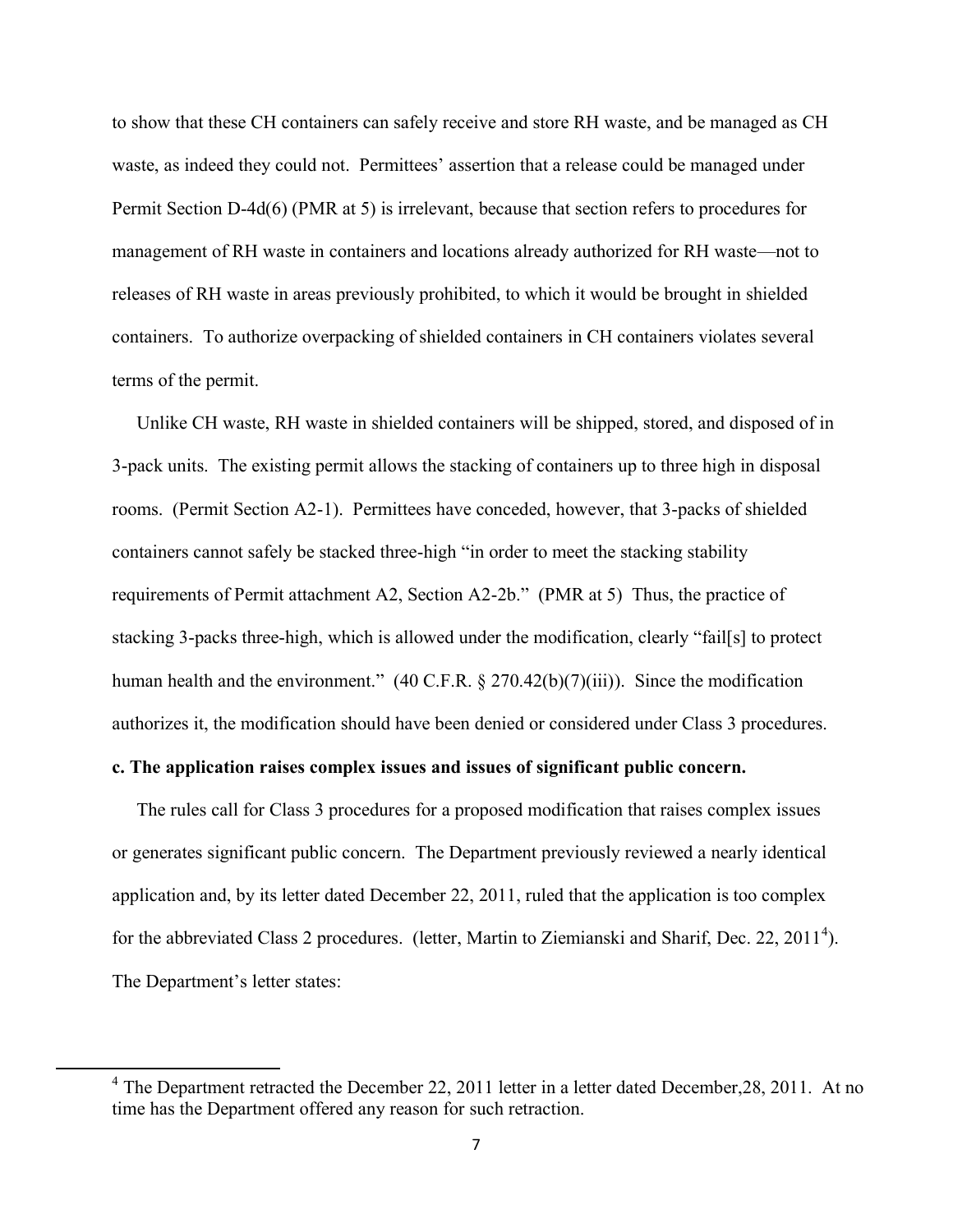to show that these CH containers can safely receive and store RH waste, and be managed as CH waste, as indeed they could not. Permittees' assertion that a release could be managed under Permit Section D-4d(6) (PMR at 5) is irrelevant, because that section refers to procedures for management of RH waste in containers and locations already authorized for RH waste—not to releases of RH waste in areas previously prohibited, to which it would be brought in shielded containers. To authorize overpacking of shielded containers in CH containers violates several terms of the permit.

Unlike CH waste, RH waste in shielded containers will be shipped, stored, and disposed of in 3-pack units. The existing permit allows the stacking of containers up to three high in disposal rooms. (Permit Section A2-1). Permittees have conceded, however, that 3-packs of shielded containers cannot safely be stacked three-high "in order to meet the stacking stability requirements of Permit attachment A2, Section A2-2b." (PMR at 5) Thus, the practice of stacking 3-packs three-high, which is allowed under the modification, clearly "fail[s] to protect human health and the environment." (40 C.F.R. § 270.42(b)(7)(iii)). Since the modification authorizes it, the modification should have been denied or considered under Class 3 procedures.

**c. The application raises complex issues and issues of significant public concern.**

The rules call for Class 3 procedures for a proposed modification that raises complex issues or generates significant public concern. The Department previously reviewed a nearly identical application and, by its letter dated December 22, 2011, ruled that the application is too complex for the abbreviated Class 2 procedures. (letter, Martin to Ziemianski and Sharif, Dec. 22, 2011[4]). The Department's letter states:

[4] The Department retracted the December 22, 2011 letter in a letter dated December,28, 2011. At no time has the Department offered any reason for such retraction.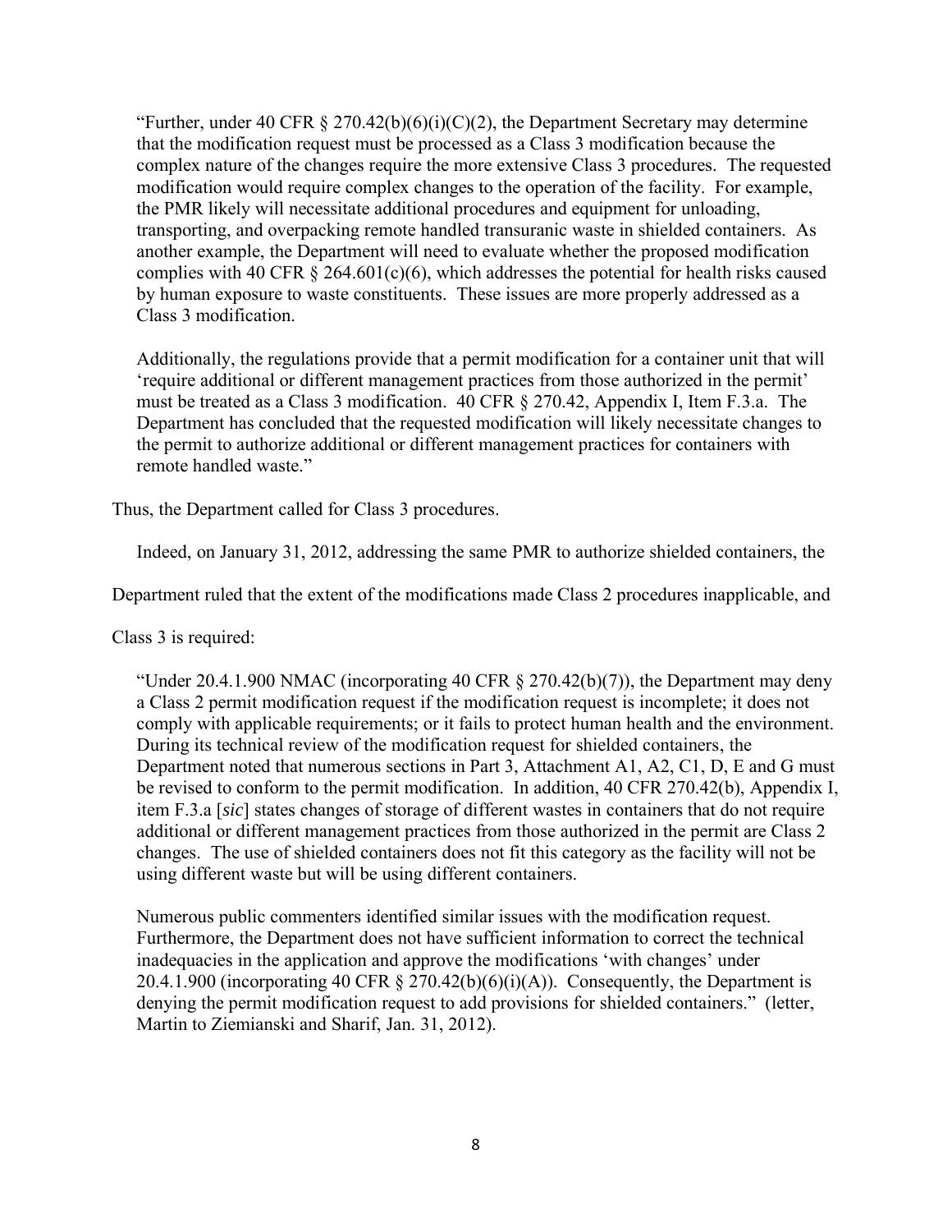> "Further, under 40 CFR § 270.42(b)(6)(i)(C)(2), the Department Secretary may determine that the modification request must be processed as a Class 3 modification because the complex nature of the changes require the more extensive Class 3 procedures. The requested modification would require complex changes to the operation of the facility. For example, the PMR likely will necessitate additional procedures and equipment for unloading, transporting, and overpacking remote handled transuranic waste in shielded containers. As another example, the Department will need to evaluate whether the proposed modification complies with 40 CFR § 264.601(c)(6), which addresses the potential for health risks caused by human exposure to waste constituents. These issues are more properly addressed as a Class 3 modification.
>
> Additionally, the regulations provide that a permit modification for a container unit that will 'require additional or different management practices from those authorized in the permit' must be treated as a Class 3 modification. 40 CFR § 270.42, Appendix I, Item F.3.a. The Department has concluded that the requested modification will likely necessitate changes to the permit to authorize additional or different management practices for containers with remote handled waste."

Thus, the Department called for Class 3 procedures.

Indeed, on January 31, 2012, addressing the same PMR to authorize shielded containers, the Department ruled that the extent of the modifications made Class 2 procedures inapplicable, and Class 3 is required:

> "Under 20.4.1.900 NMAC (incorporating 40 CFR § 270.42(b)(7)), the Department may deny a Class 2 permit modification request if the modification request is incomplete; it does not comply with applicable requirements; or it fails to protect human health and the environment. During its technical review of the modification request for shielded containers, the Department noted that numerous sections in Part 3, Attachment A1, A2, C1, D, E and G must be revised to conform to the permit modification. In addition, 40 CFR 270.42(b), Appendix I, item F.3.a [*sic*] states changes of storage of different wastes in containers that do not require additional or different management practices from those authorized in the permit are Class 2 changes. The use of shielded containers does not fit this category as the facility will not be using different waste but will be using different containers.
>
> Numerous public commenters identified similar issues with the modification request. Furthermore, the Department does not have sufficient information to correct the technical inadequacies in the application and approve the modifications 'with changes' under 20.4.1.900 (incorporating 40 CFR § 270.42(b)(6)(i)(A)). Consequently, the Department is denying the permit modification request to add provisions for shielded containers." (letter, Martin to Ziemianski and Sharif, Jan. 31, 2012).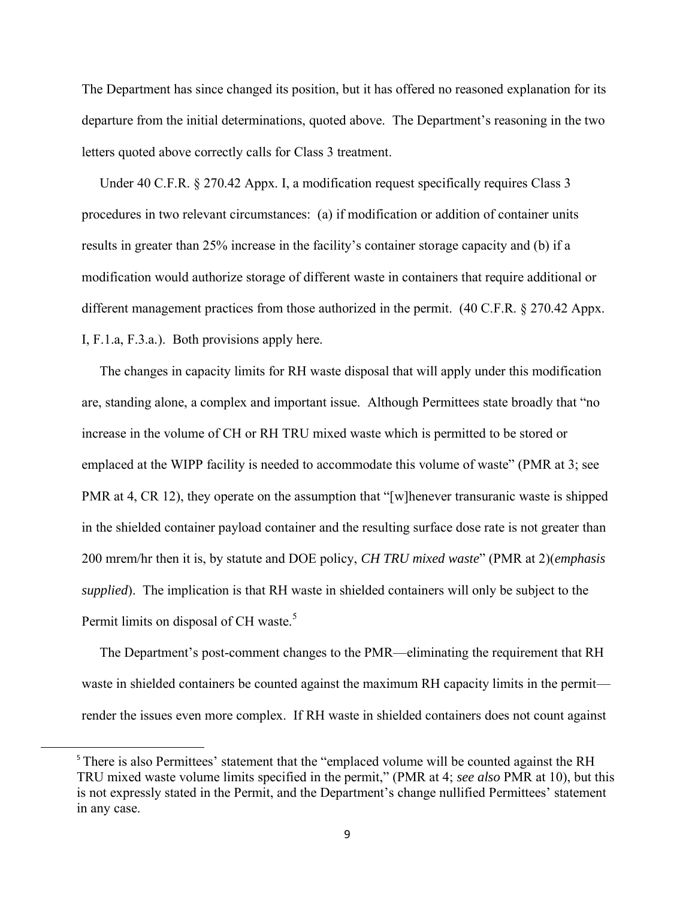The Department has since changed its position, but it has offered no reasoned explanation for its departure from the initial determinations, quoted above. The Department's reasoning in the two letters quoted above correctly calls for Class 3 treatment.

Under 40 C.F.R. § 270.42 Appx. I, a modification request specifically requires Class 3 procedures in two relevant circumstances: (a) if modification or addition of container units results in greater than 25% increase in the facility's container storage capacity and (b) if a modification would authorize storage of different waste in containers that require additional or different management practices from those authorized in the permit. (40 C.F.R. § 270.42 Appx. I, F.1.a, F.3.a.). Both provisions apply here.

The changes in capacity limits for RH waste disposal that will apply under this modification are, standing alone, a complex and important issue. Although Permittees state broadly that "no increase in the volume of CH or RH TRU mixed waste which is permitted to be stored or emplaced at the WIPP facility is needed to accommodate this volume of waste" (PMR at 3; see PMR at 4, CR 12), they operate on the assumption that "[w]henever transuranic waste is shipped in the shielded container payload container and the resulting surface dose rate is not greater than 200 mrem/hr then it is, by statute and DOE policy, *CH TRU mixed waste*" (PMR at 2)(*emphasis supplied*). The implication is that RH waste in shielded containers will only be subject to the Permit limits on disposal of CH waste.[5]

The Department's post-comment changes to the PMR—eliminating the requirement that RH waste in shielded containers be counted against the maximum RH capacity limits in the permit—render the issues even more complex. If RH waste in shielded containers does not count against

[5] There is also Permittees' statement that the "emplaced volume will be counted against the RH TRU mixed waste volume limits specified in the permit," (PMR at 4; *see also* PMR at 10), but this is not expressly stated in the Permit, and the Department's change nullified Permittees' statement in any case.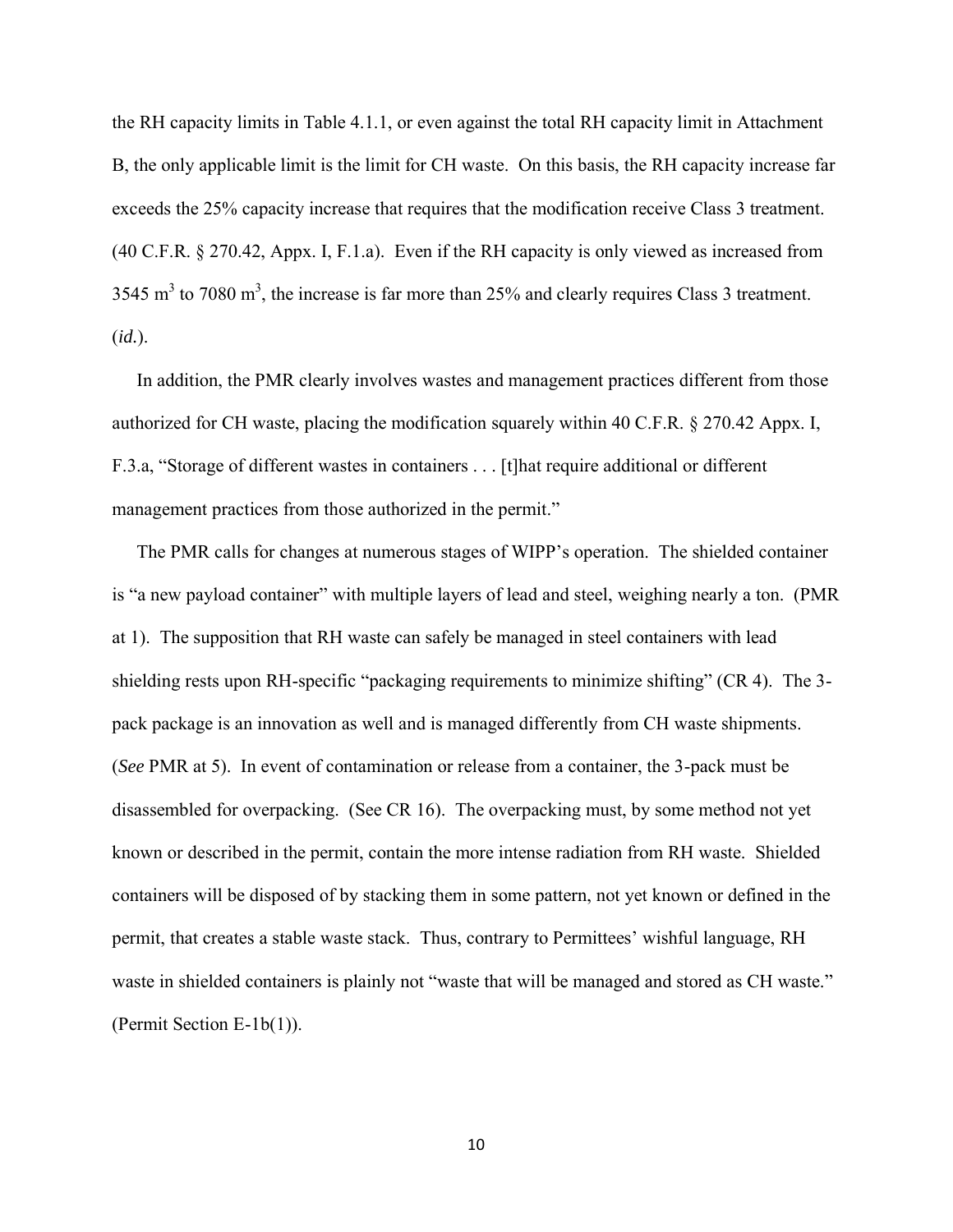the RH capacity limits in Table 4.1.1, or even against the total RH capacity limit in Attachment B, the only applicable limit is the limit for CH waste. On this basis, the RH capacity increase far exceeds the 25% capacity increase that requires that the modification receive Class 3 treatment. (40 C.F.R. § 270.42, Appx. I, F.1.a). Even if the RH capacity is only viewed as increased from 3545 $m^3$ to 7080 $m^3$, the increase is far more than 25% and clearly requires Class 3 treatment. (*id.*).

In addition, the PMR clearly involves wastes and management practices different from those authorized for CH waste, placing the modification squarely within 40 C.F.R. § 270.42 Appx. I, F.3.a, "Storage of different wastes in containers . . . [t]hat require additional or different management practices from those authorized in the permit."

The PMR calls for changes at numerous stages of WIPP's operation. The shielded container is "a new payload container" with multiple layers of lead and steel, weighing nearly a ton. (PMR at 1). The supposition that RH waste can safely be managed in steel containers with lead shielding rests upon RH-specific "packaging requirements to minimize shifting" (CR 4). The 3-pack package is an innovation as well and is managed differently from CH waste shipments. (*See* PMR at 5). In event of contamination or release from a container, the 3-pack must be disassembled for overpacking. (See CR 16). The overpacking must, by some method not yet known or described in the permit, contain the more intense radiation from RH waste. Shielded containers will be disposed of by stacking them in some pattern, not yet known or defined in the permit, that creates a stable waste stack. Thus, contrary to Permittees' wishful language, RH waste in shielded containers is plainly not "waste that will be managed and stored as CH waste." (Permit Section E-1b(1)).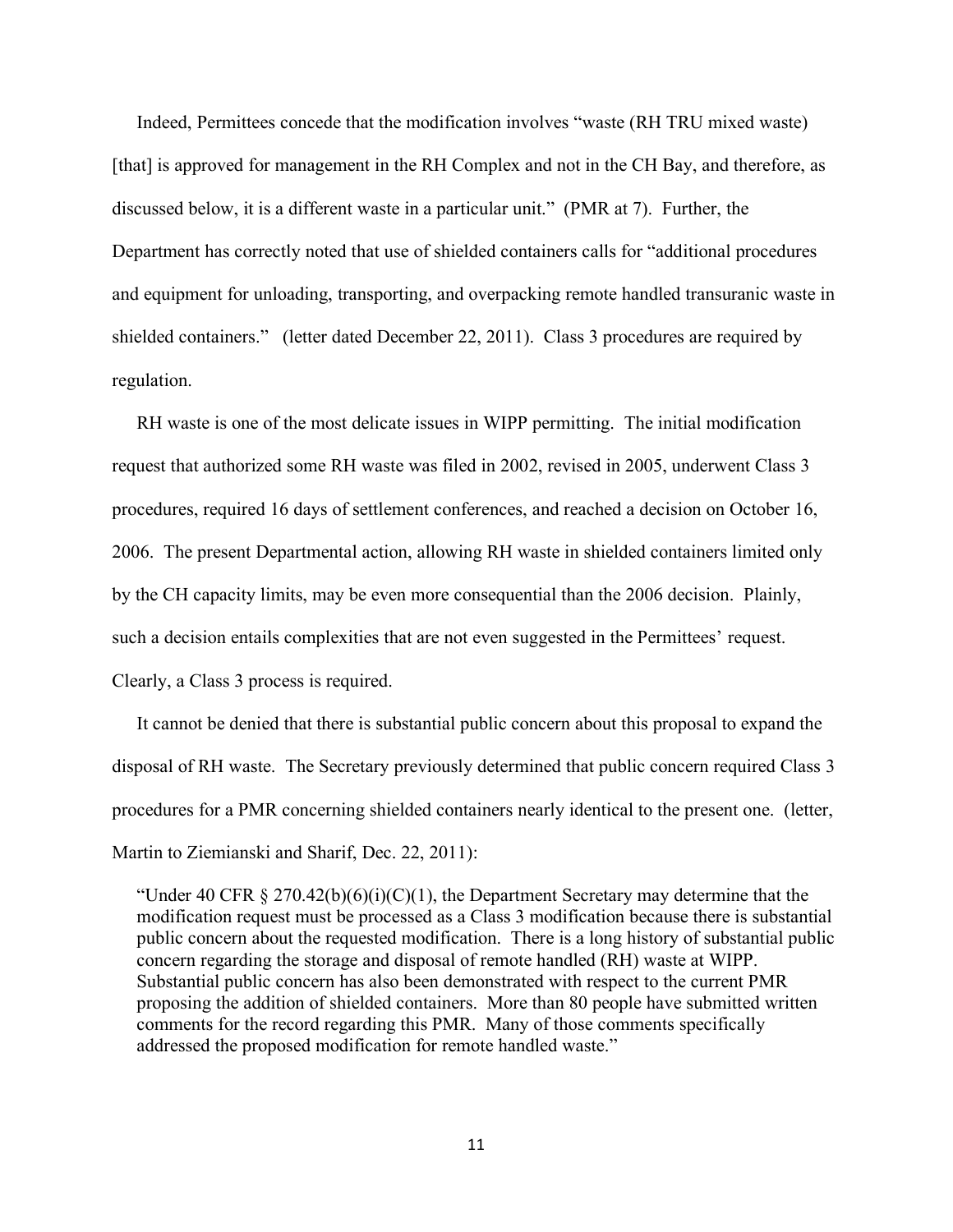Indeed, Permittees concede that the modification involves "waste (RH TRU mixed waste) [that] is approved for management in the RH Complex and not in the CH Bay, and therefore, as discussed below, it is a different waste in a particular unit." (PMR at 7). Further, the Department has correctly noted that use of shielded containers calls for "additional procedures and equipment for unloading, transporting, and overpacking remote handled transuranic waste in shielded containers." (letter dated December 22, 2011). Class 3 procedures are required by regulation.

RH waste is one of the most delicate issues in WIPP permitting. The initial modification request that authorized some RH waste was filed in 2002, revised in 2005, underwent Class 3 procedures, required 16 days of settlement conferences, and reached a decision on October 16, 2006. The present Departmental action, allowing RH waste in shielded containers limited only by the CH capacity limits, may be even more consequential than the 2006 decision. Plainly, such a decision entails complexities that are not even suggested in the Permittees' request. Clearly, a Class 3 process is required.

It cannot be denied that there is substantial public concern about this proposal to expand the disposal of RH waste. The Secretary previously determined that public concern required Class 3 procedures for a PMR concerning shielded containers nearly identical to the present one. (letter, Martin to Ziemianski and Sharif, Dec. 22, 2011):

> "Under 40 CFR § 270.42(b)(6)(i)(C)(1), the Department Secretary may determine that the modification request must be processed as a Class 3 modification because there is substantial public concern about the requested modification. There is a long history of substantial public concern regarding the storage and disposal of remote handled (RH) waste at WIPP. Substantial public concern has also been demonstrated with respect to the current PMR proposing the addition of shielded containers. More than 80 people have submitted written comments for the record regarding this PMR. Many of those comments specifically addressed the proposed modification for remote handled waste."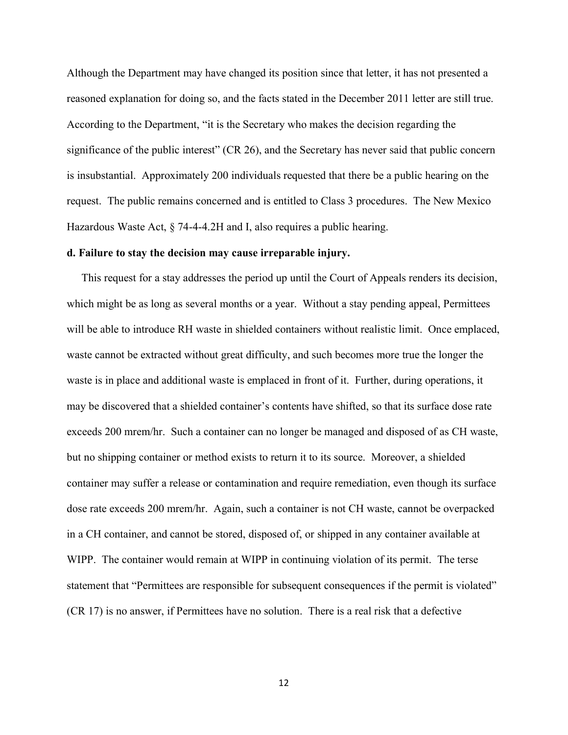Although the Department may have changed its position since that letter, it has not presented a reasoned explanation for doing so, and the facts stated in the December 2011 letter are still true. According to the Department, "it is the Secretary who makes the decision regarding the significance of the public interest" (CR 26), and the Secretary has never said that public concern is insubstantial. Approximately 200 individuals requested that there be a public hearing on the request. The public remains concerned and is entitled to Class 3 procedures. The New Mexico Hazardous Waste Act, § 74-4-4.2H and I, also requires a public hearing.

**d. Failure to stay the decision may cause irreparable injury.**

This request for a stay addresses the period up until the Court of Appeals renders its decision, which might be as long as several months or a year. Without a stay pending appeal, Permittees will be able to introduce RH waste in shielded containers without realistic limit. Once emplaced, waste cannot be extracted without great difficulty, and such becomes more true the longer the waste is in place and additional waste is emplaced in front of it. Further, during operations, it may be discovered that a shielded container's contents have shifted, so that its surface dose rate exceeds 200 mrem/hr. Such a container can no longer be managed and disposed of as CH waste, but no shipping container or method exists to return it to its source. Moreover, a shielded container may suffer a release or contamination and require remediation, even though its surface dose rate exceeds 200 mrem/hr. Again, such a container is not CH waste, cannot be overpacked in a CH container, and cannot be stored, disposed of, or shipped in any container available at WIPP. The container would remain at WIPP in continuing violation of its permit. The terse statement that "Permittees are responsible for subsequent consequences if the permit is violated" (CR 17) is no answer, if Permittees have no solution. There is a real risk that a defective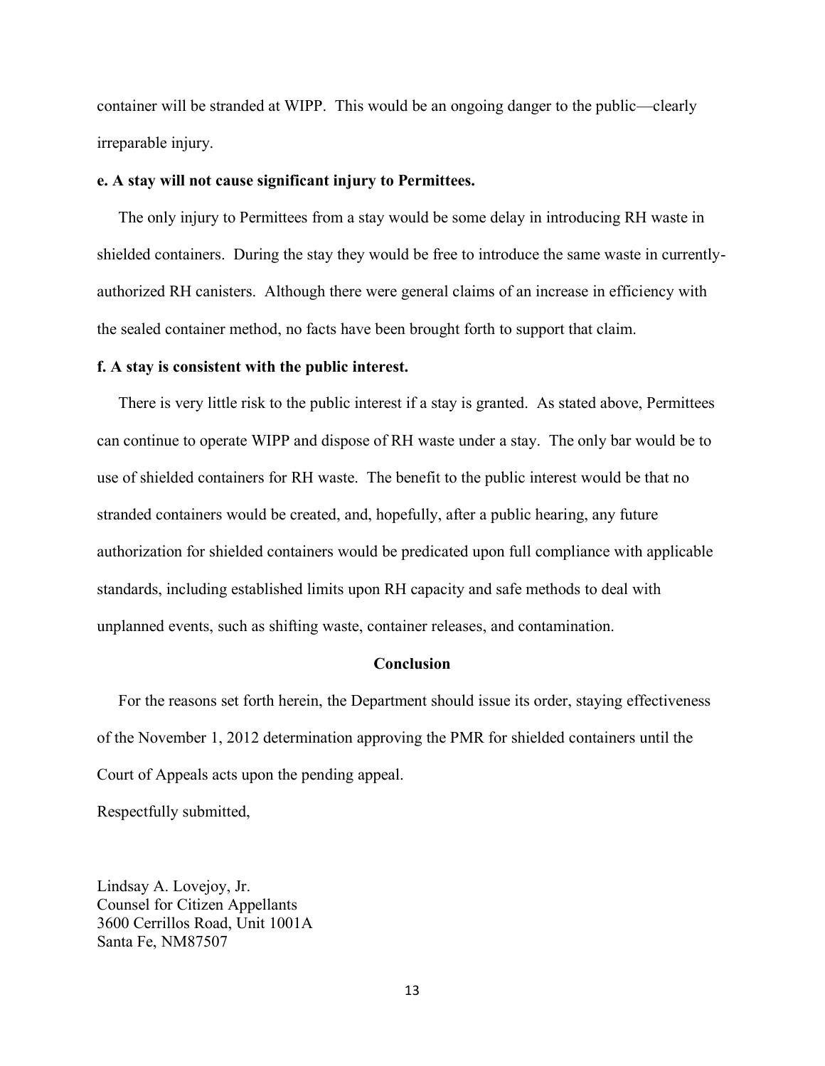container will be stranded at WIPP. This would be an ongoing danger to the public—clearly irreparable injury.

**e. A stay will not cause significant injury to Permittees.**

The only injury to Permittees from a stay would be some delay in introducing RH waste in shielded containers. During the stay they would be free to introduce the same waste in currently-authorized RH canisters. Although there were general claims of an increase in efficiency with the sealed container method, no facts have been brought forth to support that claim.

**f. A stay is consistent with the public interest.**

There is very little risk to the public interest if a stay is granted. As stated above, Permittees can continue to operate WIPP and dispose of RH waste under a stay. The only bar would be to use of shielded containers for RH waste. The benefit to the public interest would be that no stranded containers would be created, and, hopefully, after a public hearing, any future authorization for shielded containers would be predicated upon full compliance with applicable standards, including established limits upon RH capacity and safe methods to deal with unplanned events, such as shifting waste, container releases, and contamination.

**Conclusion**

For the reasons set forth herein, the Department should issue its order, staying effectiveness of the November 1, 2012 determination approving the PMR for shielded containers until the Court of Appeals acts upon the pending appeal.

Respectfully submitted,

Lindsay A. Lovejoy, Jr.
Counsel for Citizen Appellants
3600 Cerrillos Road, Unit 1001A
Santa Fe, NM87507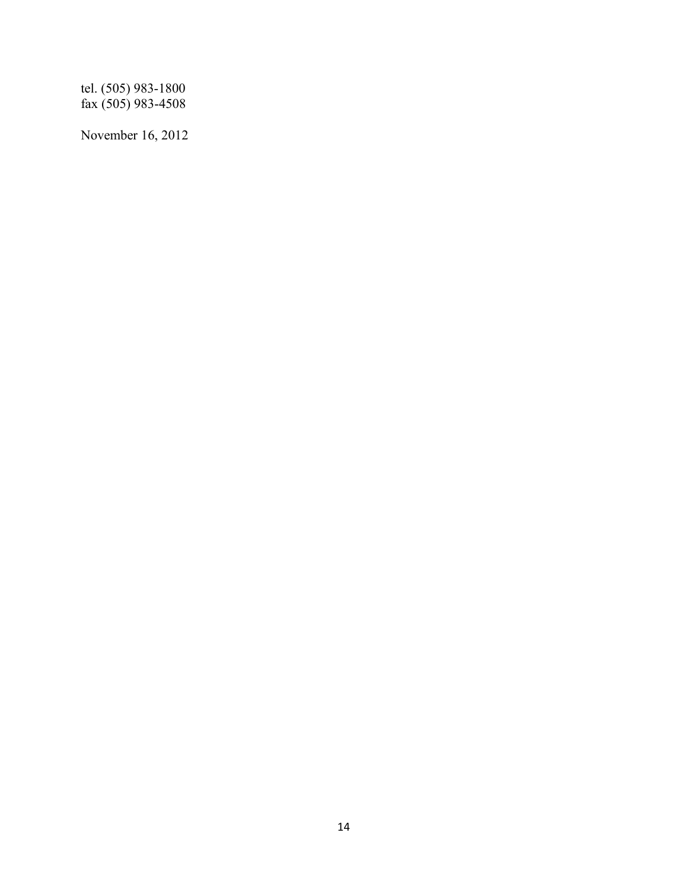tel. (505) 983-1800
fax (505) 983-4508

November 16, 2012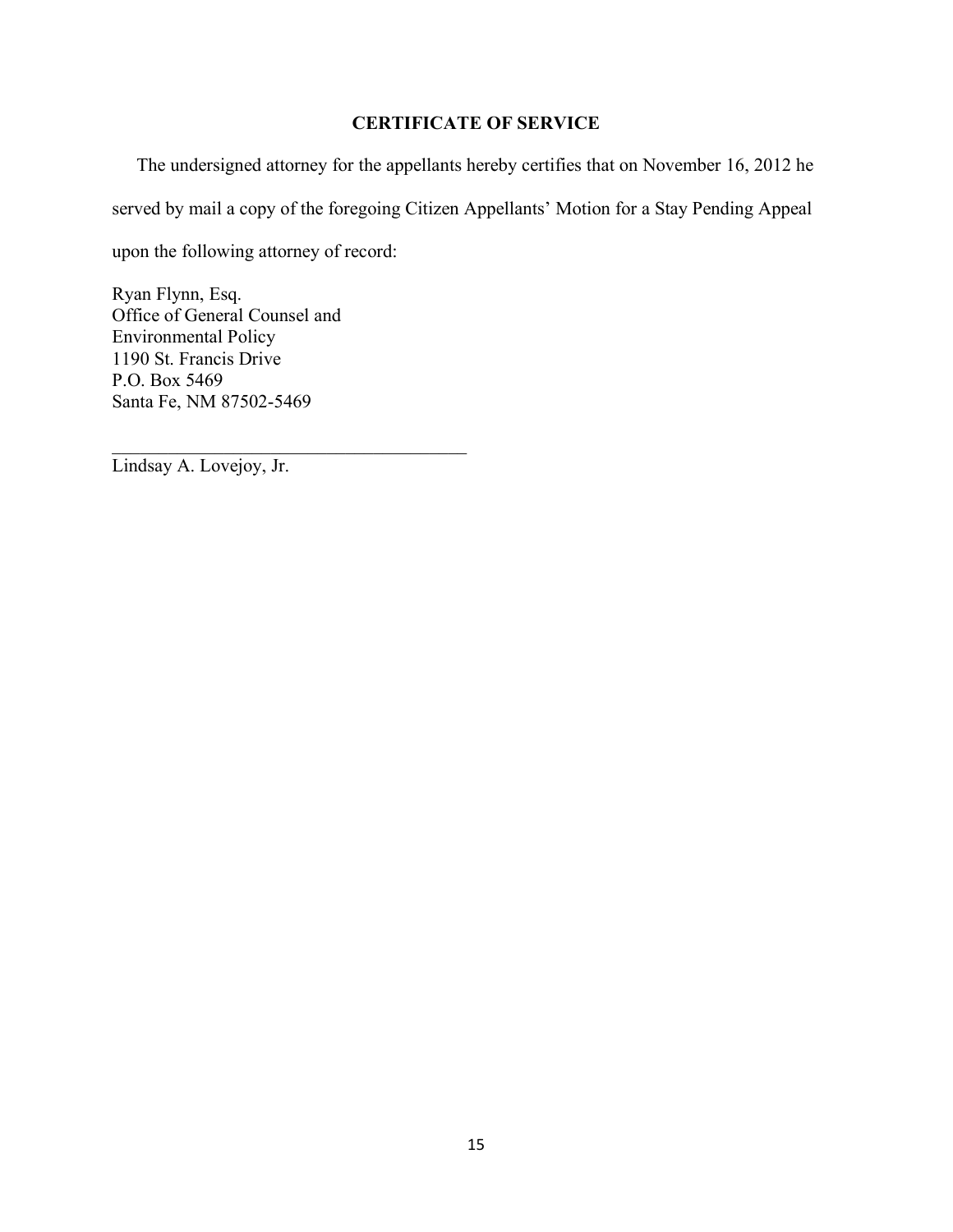## CERTIFICATE OF SERVICE

The undersigned attorney for the appellants hereby certifies that on November 16, 2012 he served by mail a copy of the foregoing Citizen Appellants' Motion for a Stay Pending Appeal upon the following attorney of record:

Ryan Flynn, Esq.
Office of General Counsel and
Environmental Policy
1190 St. Francis Drive
P.O. Box 5469
Santa Fe, NM 87502-5469

\_\_\_\_\_\_\_\_\_\_\_\_\_\_\_\_\_\_\_\_\_\_\_\_\_\_\_\_\_\_\_\_\_\_\_\_\_\_
Lindsay A. Lovejoy, Jr.